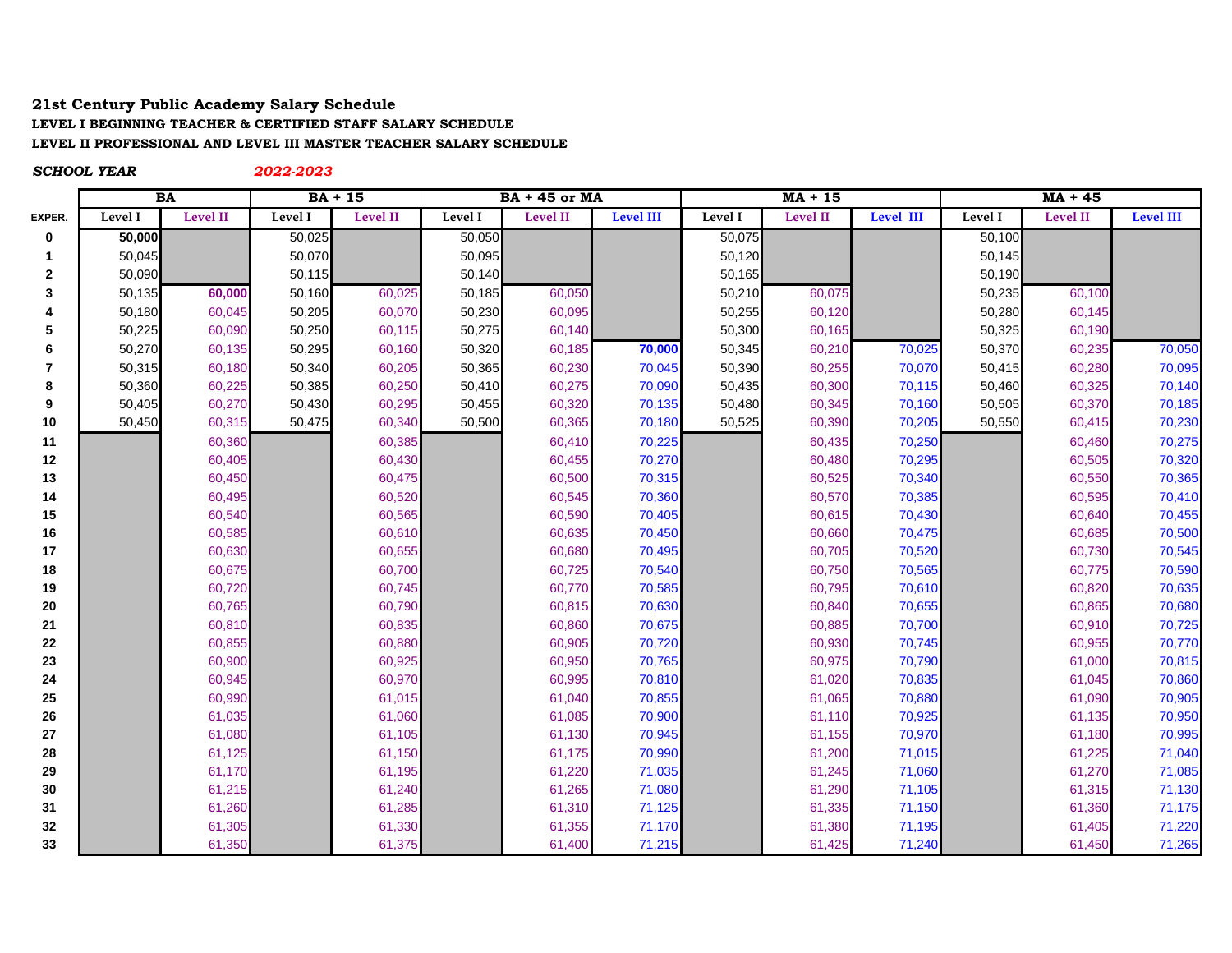**21st Century Public Academy Salary Schedule**

**LEVEL I BEGINNING TEACHER & CERTIFIED STAFF SALARY SCHEDULE**

**LEVEL II PROFESSIONAL AND LEVEL III MASTER TEACHER SALARY SCHEDULE**

***SCHOOL YEAR*** *2022-2023*

| | BA | | BA + 15 | | BA + 45 or MA | | | MA + 15 | | | MA + 45 | | |
|---|---|---|---|---|---|---|---|---|---|---|---|---|---|
| **EXPER.** | Level I | Level II | Level I | Level II | Level I | Level II | Level III | Level I | Level II | Level III | Level I | Level II | Level III |
| **0** | **50,000** | | 50,025 | | 50,050 | | | 50,075 | | | 50,100 | | |
| **1** | 50,045 | | 50,070 | | 50,095 | | | 50,120 | | | 50,145 | | |
| **2** | 50,090 | | 50,115 | | 50,140 | | | 50,165 | | | 50,190 | | |
| **3** | 50,135 | **60,000** | 50,160 | 60,025 | 50,185 | 60,050 | | 50,210 | 60,075 | | 50,235 | 60,100 | |
| **4** | 50,180 | 60,045 | 50,205 | 60,070 | 50,230 | 60,095 | | 50,255 | 60,120 | | 50,280 | 60,145 | |
| **5** | 50,225 | 60,090 | 50,250 | 60,115 | 50,275 | 60,140 | | 50,300 | 60,165 | | 50,325 | 60,190 | |
| **6** | 50,270 | 60,135 | 50,295 | 60,160 | 50,320 | 60,185 | **70,000** | 50,345 | 60,210 | 70,025 | 50,370 | 60,235 | 70,050 |
| **7** | 50,315 | 60,180 | 50,340 | 60,205 | 50,365 | 60,230 | 70,045 | 50,390 | 60,255 | 70,070 | 50,415 | 60,280 | 70,095 |
| **8** | 50,360 | 60,225 | 50,385 | 60,250 | 50,410 | 60,275 | 70,090 | 50,435 | 60,300 | 70,115 | 50,460 | 60,325 | 70,140 |
| **9** | 50,405 | 60,270 | 50,430 | 60,295 | 50,455 | 60,320 | 70,135 | 50,480 | 60,345 | 70,160 | 50,505 | 60,370 | 70,185 |
| **10** | 50,450 | 60,315 | 50,475 | 60,340 | 50,500 | 60,365 | 70,180 | 50,525 | 60,390 | 70,205 | 50,550 | 60,415 | 70,230 |
| **11** | | 60,360 | | 60,385 | | 60,410 | 70,225 | | 60,435 | 70,250 | | 60,460 | 70,275 |
| **12** | | 60,405 | | 60,430 | | 60,455 | 70,270 | | 60,480 | 70,295 | | 60,505 | 70,320 |
| **13** | | 60,450 | | 60,475 | | 60,500 | 70,315 | | 60,525 | 70,340 | | 60,550 | 70,365 |
| **14** | | 60,495 | | 60,520 | | 60,545 | 70,360 | | 60,570 | 70,385 | | 60,595 | 70,410 |
| **15** | | 60,540 | | 60,565 | | 60,590 | 70,405 | | 60,615 | 70,430 | | 60,640 | 70,455 |
| **16** | | 60,585 | | 60,610 | | 60,635 | 70,450 | | 60,660 | 70,475 | | 60,685 | 70,500 |
| **17** | | 60,630 | | 60,655 | | 60,680 | 70,495 | | 60,705 | 70,520 | | 60,730 | 70,545 |
| **18** | | 60,675 | | 60,700 | | 60,725 | 70,540 | | 60,750 | 70,565 | | 60,775 | 70,590 |
| **19** | | 60,720 | | 60,745 | | 60,770 | 70,585 | | 60,795 | 70,610 | | 60,820 | 70,635 |
| **20** | | 60,765 | | 60,790 | | 60,815 | 70,630 | | 60,840 | 70,655 | | 60,865 | 70,680 |
| **21** | | 60,810 | | 60,835 | | 60,860 | 70,675 | | 60,885 | 70,700 | | 60,910 | 70,725 |
| **22** | | 60,855 | | 60,880 | | 60,905 | 70,720 | | 60,930 | 70,745 | | 60,955 | 70,770 |
| **23** | | 60,900 | | 60,925 | | 60,950 | 70,765 | | 60,975 | 70,790 | | 61,000 | 70,815 |
| **24** | | 60,945 | | 60,970 | | 60,995 | 70,810 | | 61,020 | 70,835 | | 61,045 | 70,860 |
| **25** | | 60,990 | | 61,015 | | 61,040 | 70,855 | | 61,065 | 70,880 | | 61,090 | 70,905 |
| **26** | | 61,035 | | 61,060 | | 61,085 | 70,900 | | 61,110 | 70,925 | | 61,135 | 70,950 |
| **27** | | 61,080 | | 61,105 | | 61,130 | 70,945 | | 61,155 | 70,970 | | 61,180 | 70,995 |
| **28** | | 61,125 | | 61,150 | | 61,175 | 70,990 | | 61,200 | 71,015 | | 61,225 | 71,040 |
| **29** | | 61,170 | | 61,195 | | 61,220 | 71,035 | | 61,245 | 71,060 | | 61,270 | 71,085 |
| **30** | | 61,215 | | 61,240 | | 61,265 | 71,080 | | 61,290 | 71,105 | | 61,315 | 71,130 |
| **31** | | 61,260 | | 61,285 | | 61,310 | 71,125 | | 61,335 | 71,150 | | 61,360 | 71,175 |
| **32** | | 61,305 | | 61,330 | | 61,355 | 71,170 | | 61,380 | 71,195 | | 61,405 | 71,220 |
| **33** | | 61,350 | | 61,375 | | 61,400 | 71,215 | | 61,425 | 71,240 | | 61,450 | 71,265 |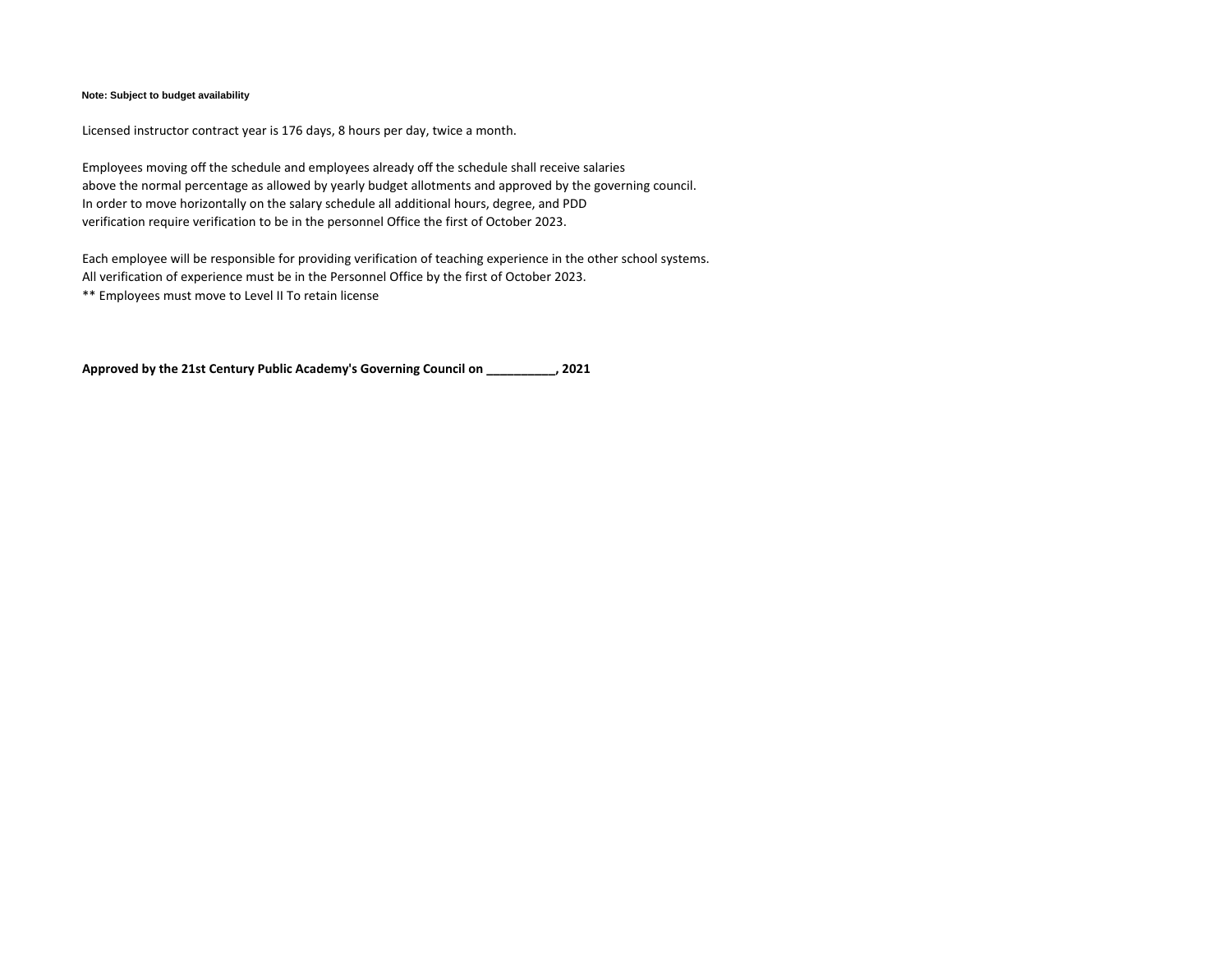**Note: Subject to budget availability**

Licensed instructor contract year is 176 days, 8 hours per day, twice a month.

Employees moving off the schedule and employees already off the schedule shall receive salaries
above the normal percentage as allowed by yearly budget allotments and approved by the governing council.
In order to move horizontally on the salary schedule all additional hours, degree, and PDD
verification require verification to be in the personnel Office the first of October 2023.

Each employee will be responsible for providing verification of teaching experience in the other school systems.
All verification of experience must be in the Personnel Office by the first of October 2023.
** Employees must move to Level II To retain license

**Approved by the 21st Century Public Academy's Governing Council on __________, 2021**